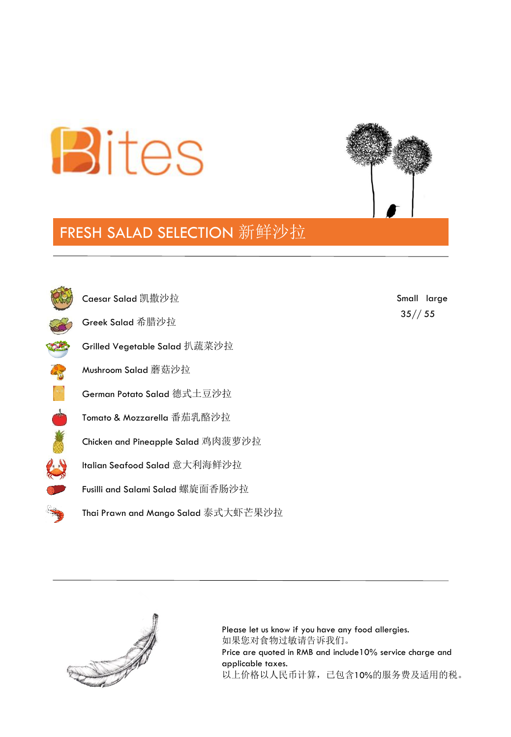# Bites

## FRESH SALAD SELECTION 新鲜沙拉

Small large
35// 55

- Caesar Salad 凯撒沙拉
- Greek Salad 希腊沙拉
- Grilled Vegetable Salad 扒蔬菜沙拉
- Mushroom Salad 蘑菇沙拉
- German Potato Salad 德式土豆沙拉
- Tomato & Mozzarella 番茄乳酪沙拉
- Chicken and Pineapple Salad 鸡肉菠萝沙拉
- Italian Seafood Salad 意大利海鲜沙拉
- Fusilli and Salami Salad 螺旋面香肠沙拉
- Thai Prawn and Mango Salad 泰式大虾芒果沙拉

Please let us know if you have any food allergies.
如果您对食物过敏请告诉我们。
Price are quoted in RMB and include10% service charge and applicable taxes.
以上价格以人民币计算，已包含10%的服务费及适用的税。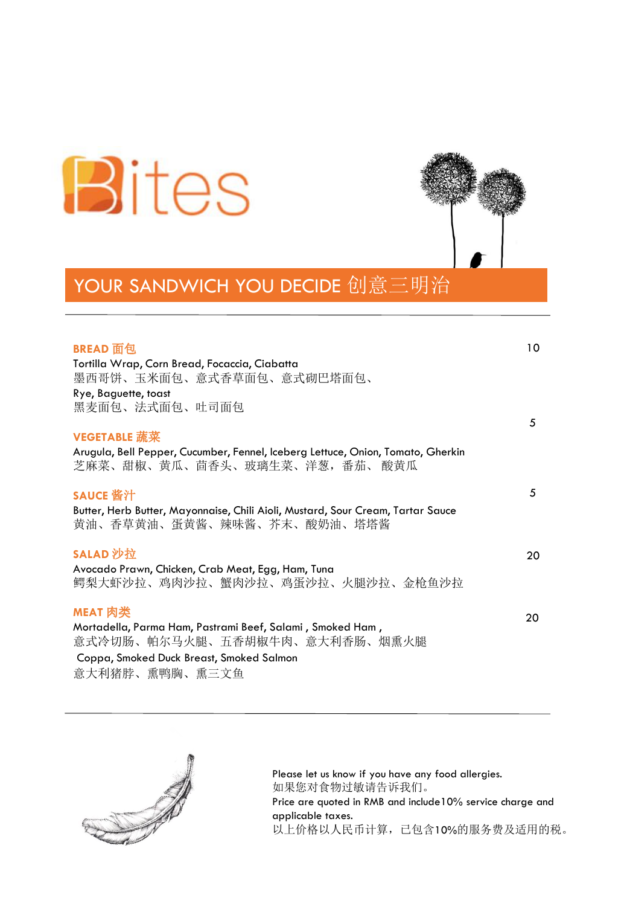# Bites

## YOUR SANDWICH YOU DECIDE 创意三明治

**BREAD 面包** — 10

Tortilla Wrap, Corn Bread, Focaccia, Ciabatta
墨西哥饼、玉米面包、意式香草面包、意式砌巴塔面包、
Rye, Baguette, toast
黑麦面包、法式面包、吐司面包

**VEGETABLE 蔬菜** — 5

Arugula, Bell Pepper, Cucumber, Fennel, Iceberg Lettuce, Onion, Tomato, Gherkin
芝麻菜、甜椒、黄瓜、茴香头、玻璃生菜、洋葱，番茄、 酸黄瓜

**SAUCE 酱汁** — 5

Butter, Herb Butter, Mayonnaise, Chili Aioli, Mustard, Sour Cream, Tartar Sauce
黄油、香草黄油、蛋黄酱、辣味酱、芥末、酸奶油、塔塔酱

**SALAD 沙拉** — 20

Avocado Prawn, Chicken, Crab Meat, Egg, Ham, Tuna
鳄梨大虾沙拉、鸡肉沙拉、蟹肉沙拉、鸡蛋沙拉、火腿沙拉、金枪鱼沙拉

**MEAT 肉类** — 20

Mortadella, Parma Ham, Pastrami Beef, Salami , Smoked Ham ,
意式冷切肠、帕尔马火腿、五香胡椒牛肉、意大利香肠、烟熏火腿
Coppa, Smoked Duck Breast, Smoked Salmon
意大利猪脖、熏鸭胸、熏三文鱼

---

Please let us know if you have any food allergies.
如果您对食物过敏请告诉我们。
Price are quoted in RMB and include10% service charge and applicable taxes.
以上价格以人民币计算，已包含10%的服务费及适用的税。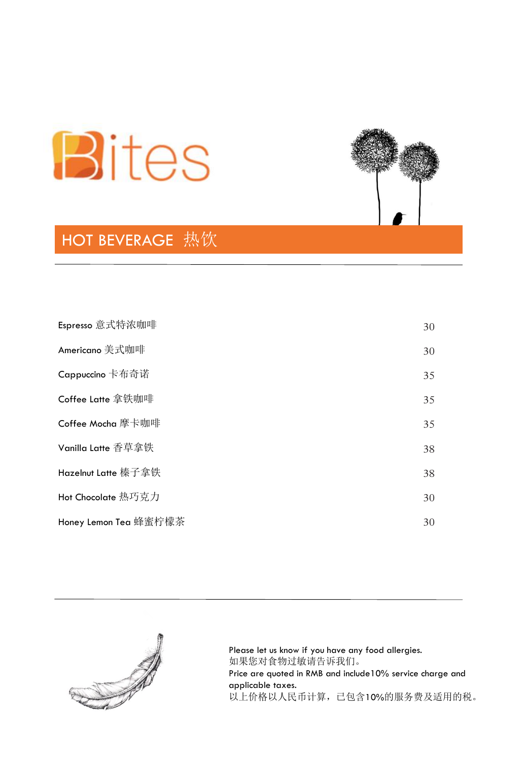# Bites

## HOT BEVERAGE 热饮

| Item | Price |
|---|---|
| Espresso 意式特浓咖啡 | 30 |
| Americano 美式咖啡 | 30 |
| Cappuccino 卡布奇诺 | 35 |
| Coffee Latte 拿铁咖啡 | 35 |
| Coffee Mocha 摩卡咖啡 | 35 |
| Vanilla Latte 香草拿铁 | 38 |
| Hazelnut Latte 榛子拿铁 | 38 |
| Hot Chocolate 热巧克力 | 30 |
| Honey Lemon Tea 蜂蜜柠檬茶 | 30 |

Please let us know if you have any food allergies.
如果您对食物过敏请告诉我们。
Price are quoted in RMB and include10% service charge and applicable taxes.
以上价格以人民币计算，已包含10%的服务费及适用的税。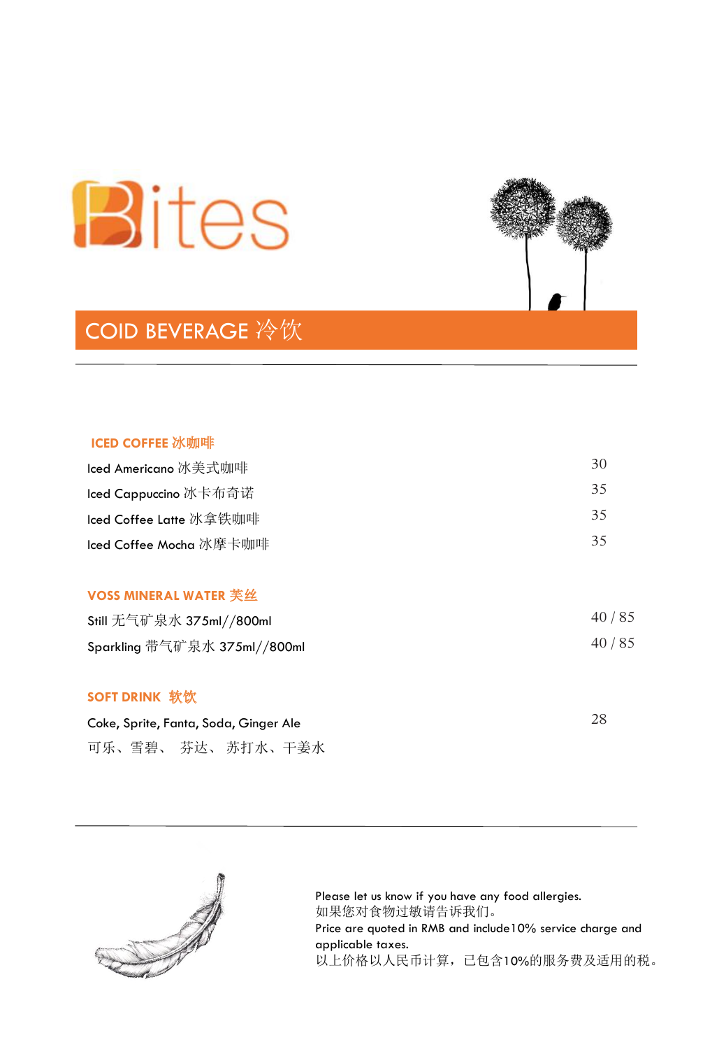# Bites

## COID BEVERAGE 冷饮

### ICED COFFEE 冰咖啡

| | |
|---|---|
| Iced Americano 冰美式咖啡 | 30 |
| Iced Cappuccino 冰卡布奇诺 | 35 |
| Iced Coffee Latte 冰拿铁咖啡 | 35 |
| Iced Coffee Mocha 冰摩卡咖啡 | 35 |

### VOSS MINERAL WATER 芙丝

| | |
|---|---|
| Still 无气矿泉水 375ml//800ml | 40 / 85 |
| Sparkling 带气矿泉水 375ml//800ml | 40 / 85 |

### SOFT DRINK 软饮

| | |
|---|---|
| Coke, Sprite, Fanta, Soda, Ginger Ale<br>可乐、雪碧、 芬达、 苏打水、干姜水 | 28 |

Please let us know if you have any food allergies.
如果您对食物过敏请告诉我们。
Price are quoted in RMB and include10% service charge and applicable taxes.
以上价格以人民币计算，已包含10%的服务费及适用的税。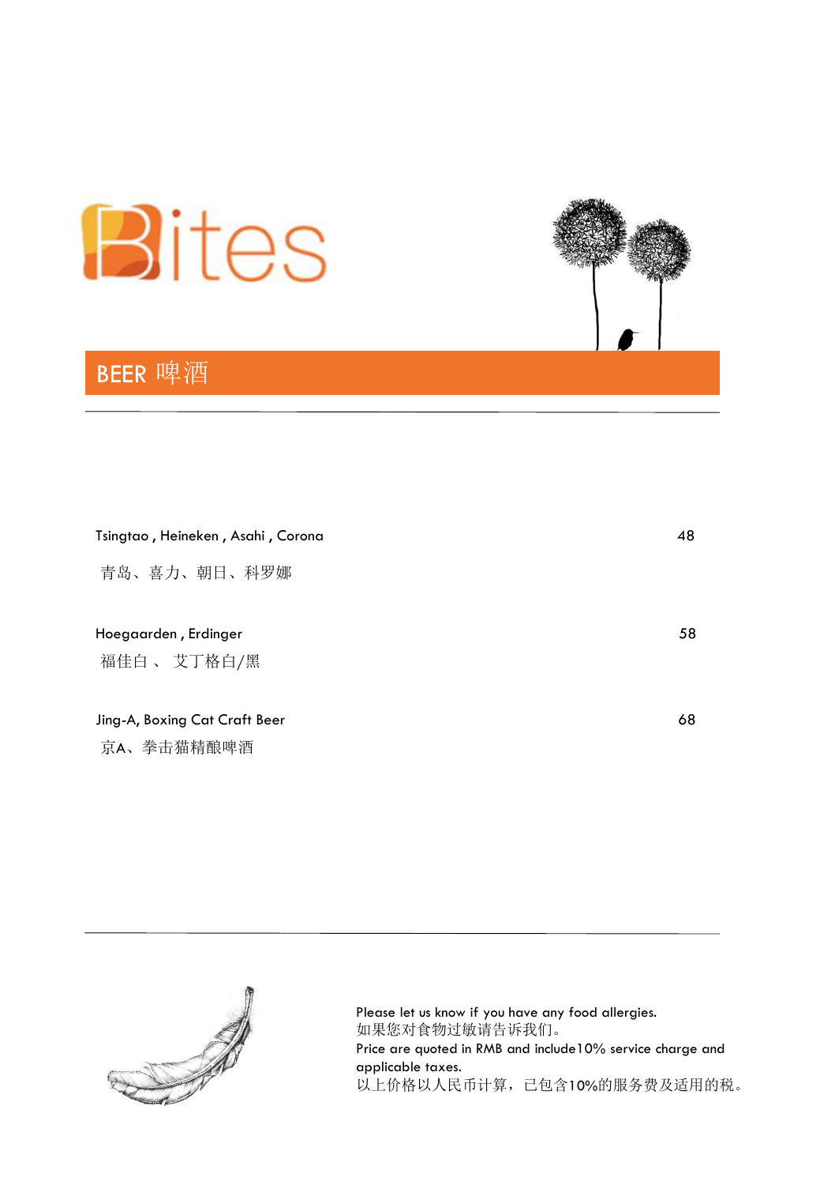# Bites

## BEER 啤酒

| | |
|---|---|
| Tsingtao , Heineken , Asahi , Corona<br>青岛、喜力、朝日、科罗娜 | 48 |
| Hoegaarden , Erdinger<br>福佳白 、 艾丁格白/黑 | 58 |
| Jing-A, Boxing Cat Craft Beer<br>京A、拳击猫精酿啤酒 | 68 |

Please let us know if you have any food allergies.
如果您对食物过敏请告诉我们。
Price are quoted in RMB and include10% service charge and applicable taxes.
以上价格以人民币计算，已包含10%的服务费及适用的税。